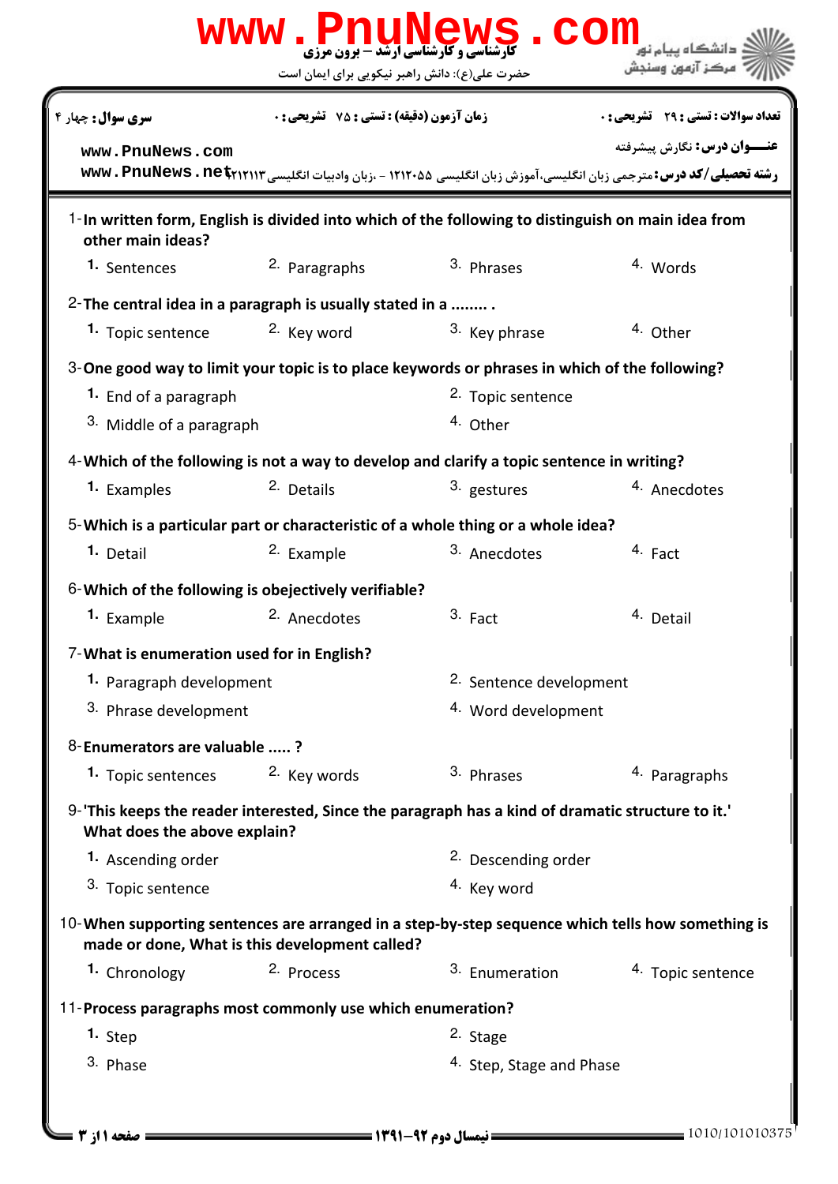کارشناسی و کارشناسی ارشد – برون مرزی

حضرت علی(ع): دانش راهبر نیکویی برای ایمان است

دانشگاه پیام نور
مرکز آزمون وسنجش

**سری سوال:** چهار ۴ | **زمان آزمون (دقیقه) : تستی :** ۷۵ **تشریحی :** ۰ | **تعداد سوالات : تستی :** ۲۹ **تشریحی :** ۰

**عنـــوان درس:** نگارش پیشرفته

**رشته تحصیلی/کد درس:** مترجمی زبان انگلیسی،آموزش زبان انگلیسی ۱۲۱۲۰۵۵ - ،زبان وادبیات انگلیسی ۱۲۱۲۱۱۳

1- **In written form, English is divided into which of the following to distinguish on main idea from other main ideas?**

1. Sentences
2. Paragraphs
3. Phrases
4. Words

2- **The central idea in a paragraph is usually stated in a ........ .**

1. Topic sentence
2. Key word
3. Key phrase
4. Other

3- **One good way to limit your topic is to place keywords or phrases in which of the following?**

1. End of a paragraph
2. Topic sentence
3. Middle of a paragraph
4. Other

4- **Which of the following is not a way to develop and clarify a topic sentence in writing?**

1. Examples
2. Details
3. gestures
4. Anecdotes

5- **Which is a particular part or characteristic of a whole thing or a whole idea?**

1. Detail
2. Example
3. Anecdotes
4. Fact

6- **Which of the following is obejectively verifiable?**

1. Example
2. Anecdotes
3. Fact
4. Detail

7- **What is enumeration used for in English?**

1. Paragraph development
2. Sentence development
3. Phrase development
4. Word development

8- **Enumerators are valuable ..... ?**

1. Topic sentences
2. Key words
3. Phrases
4. Paragraphs

9- **'This keeps the reader interested, Since the paragraph has a kind of dramatic structure to it.' What does the above explain?**

1. Ascending order
2. Descending order
3. Topic sentence
4. Key word

10- **When supporting sentences are arranged in a step-by-step sequence which tells how something is made or done, What is this development called?**

1. Chronology
2. Process
3. Enumeration
4. Topic sentence

11- **Process paragraphs most commonly use which enumeration?**

1. Step
2. Stage
3. Phase
4. Step, Stage and Phase

نیمسال دوم ۹۲-۱۳۹۱

1010/101010375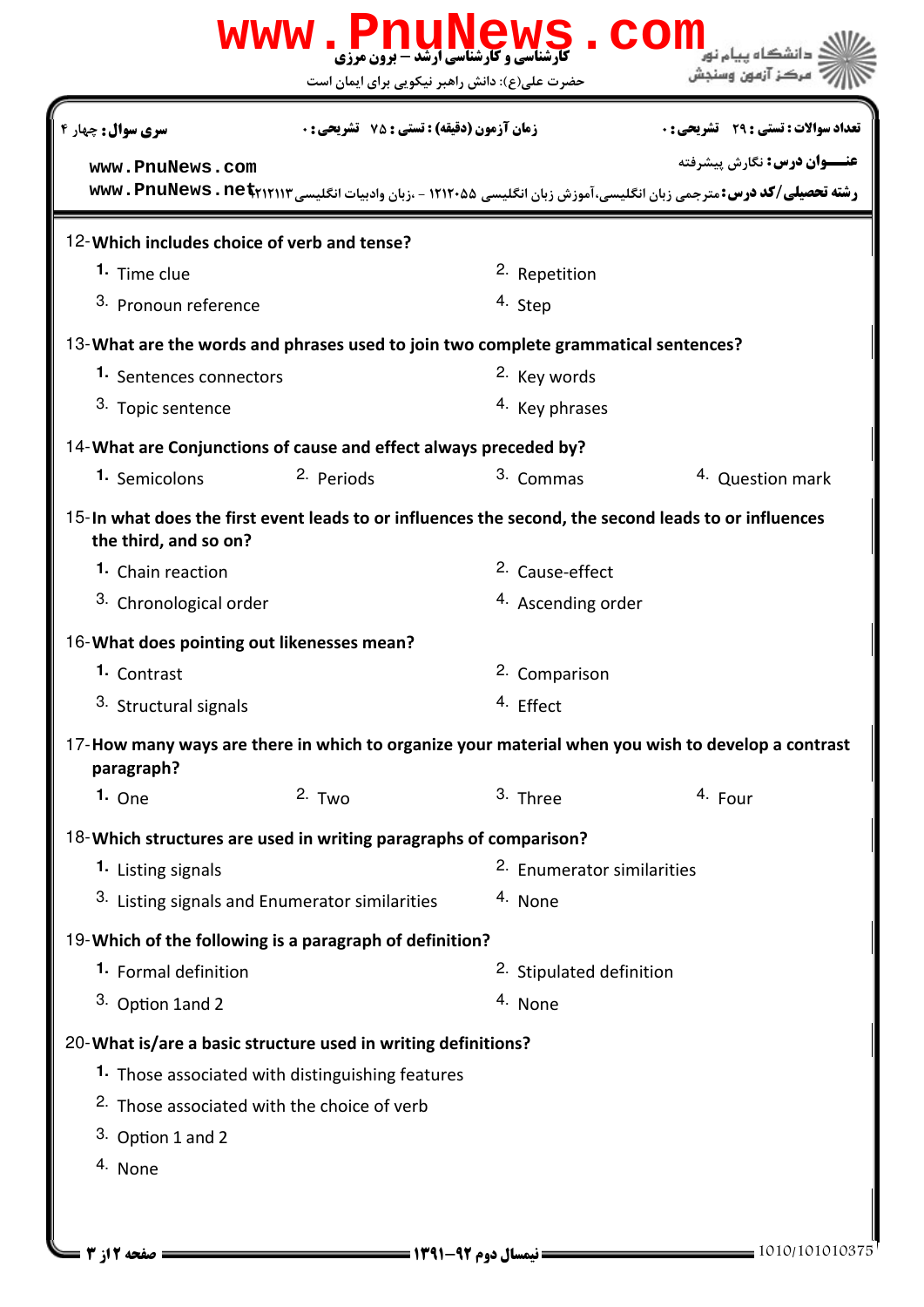کارشناسی و کارشناسی ارشد – برون مرزی

حضرت علی(ع): دانش راهبر نیکویی برای ایمان است

**سری سوال:** چهار ۴ | **زمان آزمون (دقیقه) : تستی :** ۷۵ **تشریحی :** ۰ | **تعداد سوالات : تستی :** ۲۹ **تشریحی :** ۰

**عنـــوان درس:** نگارش پیشرفته

**رشته تحصیلی/کد درس:** مترجمی زبان انگلیسی،آموزش زبان انگلیسی ۱۲۱۲۰۵۵ - ،زبان وادبیات انگلیسی ۱۲۱۲۱۱۳

12-**Which includes choice of verb and tense?**

1. Time clue
2. Repetition
3. Pronoun reference
4. Step

13-**What are the words and phrases used to join two complete grammatical sentences?**

1. Sentences connectors
2. Key words
3. Topic sentence
4. Key phrases

14-**What are Conjunctions of cause and effect always preceded by?**

1. Semicolons
2. Periods
3. Commas
4. Question mark

15-**In what does the first event leads to or influences the second, the second leads to or influences the third, and so on?**

1. Chain reaction
2. Cause-effect
3. Chronological order
4. Ascending order

16-**What does pointing out likenesses mean?**

1. Contrast
2. Comparison
3. Structural signals
4. Effect

17-**How many ways are there in which to organize your material when you wish to develop a contrast paragraph?**

1. One
2. Two
3. Three
4. Four

18-**Which structures are used in writing paragraphs of comparison?**

1. Listing signals
2. Enumerator similarities
3. Listing signals and Enumerator similarities
4. None

19-**Which of the following is a paragraph of definition?**

1. Formal definition
2. Stipulated definition
3. Option 1and 2
4. None

20-**What is/are a basic structure used in writing definitions?**

1. Those associated with distinguishing features
2. Those associated with the choice of verb
3. Option 1 and 2
4. None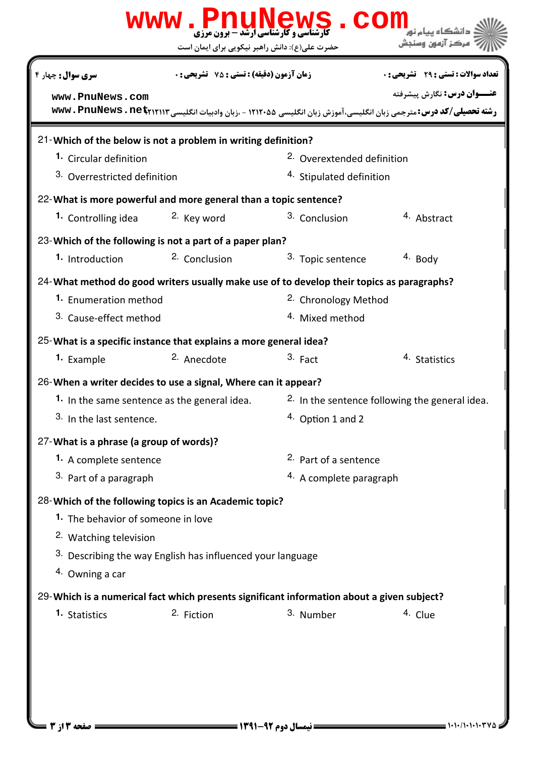21-**Which of the below is not a problem in writing definition?**

1. Circular definition
2. Overextended definition
3. Overrestricted definition
4. Stipulated definition

22-**What is more powerful and more general than a topic sentence?**

1. Controlling idea
2. Key word
3. Conclusion
4. Abstract

23-**Which of the following is not a part of a paper plan?**

1. Introduction
2. Conclusion
3. Topic sentence
4. Body

24-**What method do good writers usually make use of to develop their topics as paragraphs?**

1. Enumeration method
2. Chronology Method
3. Cause-effect method
4. Mixed method

25-**What is a specific instance that explains a more general idea?**

1. Example
2. Anecdote
3. Fact
4. Statistics

26-**When a writer decides to use a signal, Where can it appear?**

1. In the same sentence as the general idea.
2. In the sentence following the general idea.
3. In the last sentence.
4. Option 1 and 2

27-**What is a phrase (a group of words)?**

1. A complete sentence
2. Part of a sentence
3. Part of a paragraph
4. A complete paragraph

28-**Which of the following topics is an Academic topic?**

1. The behavior of someone in love
2. Watching television
3. Describing the way English has influenced your language
4. Owning a car

29-**Which is a numerical fact which presents significant information about a given subject?**

1. Statistics
2. Fiction
3. Number
4. Clue